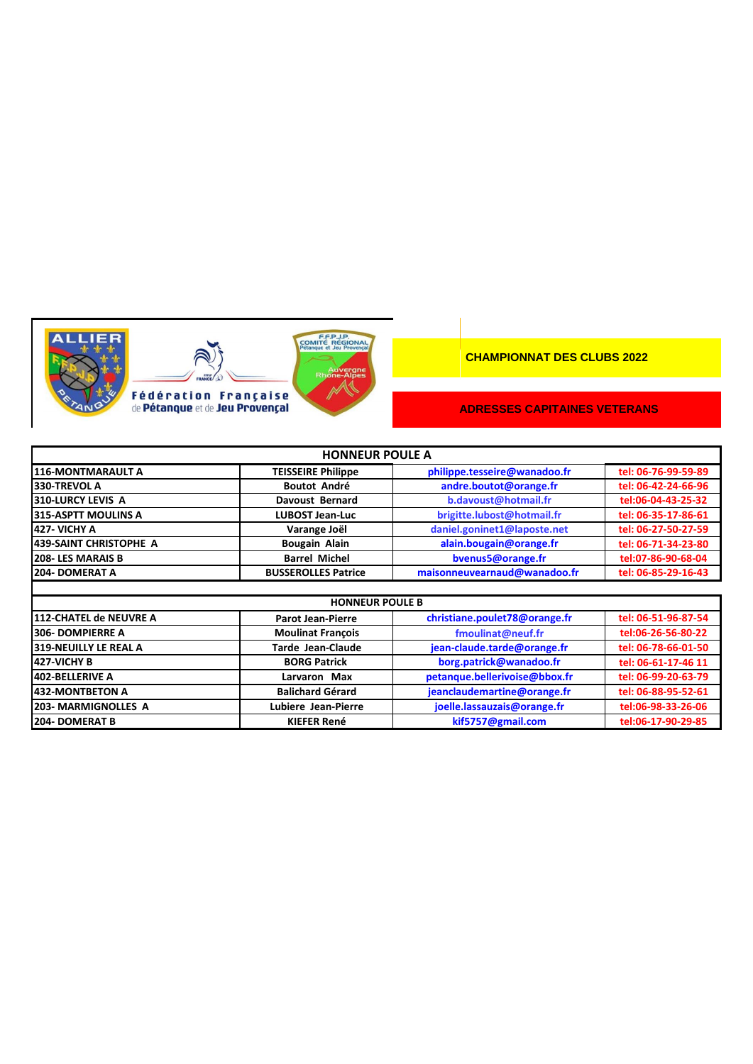Fédération Française de Pétanque et de Jeu Provençal

**CHAMPIONNAT DES CLUBS 2022**

**ADRESSES CAPITAINES VETERANS**

| HONNEUR POULE A | | | |
|---|---|---|---|
| 116-MONTMARAULT A | TEISSEIRE Philippe | philippe.tesseire@wanadoo.fr | tel: 06-76-99-59-89 |
| 330-TREVOL A | Boutot André | andre.boutot@orange.fr | tel: 06-42-24-66-96 |
| 310-LURCY LEVIS A | Davoust Bernard | b.davoust@hotmail.fr | tel:06-04-43-25-32 |
| 315-ASPTT MOULINS A | LUBOST Jean-Luc | brigitte.lubost@hotmail.fr | tel: 06-35-17-86-61 |
| 427- VICHY A | Varange Joël | daniel.goninet1@laposte.net | tel: 06-27-50-27-59 |
| 439-SAINT CHRISTOPHE A | Bougain Alain | alain.bougain@orange.fr | tel: 06-71-34-23-80 |
| 208- LES MARAIS B | Barrel Michel | bvenus5@orange.fr | tel:07-86-90-68-04 |
| 204- DOMERAT A | BUSSEROLLES Patrice | maisonneuvearnaud@wanadoo.fr | tel: 06-85-29-16-43 |

| HONNEUR POULE B | | | |
|---|---|---|---|
| 112-CHATEL de NEUVRE A | Parot Jean-Pierre | christiane.poulet78@orange.fr | tel: 06-51-96-87-54 |
| 306- DOMPIERRE A | Moulinat François | fmoulinat@neuf.fr | tel:06-26-56-80-22 |
| 319-NEUILLY LE REAL A | Tarde Jean-Claude | jean-claude.tarde@orange.fr | tel: 06-78-66-01-50 |
| 427-VICHY B | BORG Patrick | borg.patrick@wanadoo.fr | tel: 06-61-17-46 11 |
| 402-BELLERIVE A | Larvaron Max | petanque.bellerivoise@bbox.fr | tel: 06-99-20-63-79 |
| 432-MONTBETON A | Balichard Gérard | jeanclaudemartine@orange.fr | tel: 06-88-95-52-61 |
| 203- MARMIGNOLLES A | Lubiere Jean-Pierre | joelle.lassauzais@orange.fr | tel:06-98-33-26-06 |
| 204- DOMERAT B | KIEFER René | kif5757@gmail.com | tel:06-17-90-29-85 |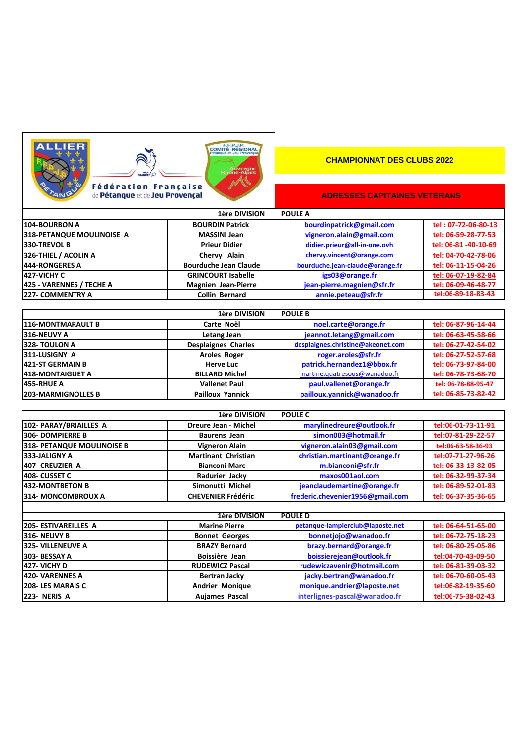Fédération Française de Pétanque et de Jeu Provençal

## CHAMPIONNAT DES CLUBS 2022

## ADRESSES CAPITAINES VETERANS

| 1ère DIVISION | | POULE A | |
|---|---|---|---|
| 104-BOURBON A | BOURDIN Patrick | bourdinpatrick@gmail.com | tel : 07-72-06-80-13 |
| 318-PETANQUE MOULINOISE A | MASSINI Jean | vigneron.alain@gmail.com | tel: 06-59-28-77-53 |
| 330-TREVOL B | Prieur Didier | didier.prieur@all-in-one.ovh | tel: 06-81 -40-10-69 |
| 326-THIEL / ACOLIN A | Chervy Alain | chervy.vincent@orange.com | tel: 04-70-42-78-06 |
| 444-RONGERES A | Bourduche Jean Claude | bourduche.jean-claude@orange.fr | tel: 06-11-15-04-26 |
| 427-VICHY C | GRINCOURT Isabelle | igs03@orange.fr | tel: 06-07-19-82-84 |
| 425 - VARENNES / TECHE A | Magnien Jean-Pierre | jean-pierre.magnien@sfr.fr | tel: 06-09-46-48-77 |
| 227- COMMENTRY A | Collin Bernard | annie.peteau@sfr.fr | tel:06-89-18-83-43 |

| 1ère DIVISION | | POULE B | |
|---|---|---|---|
| 116-MONTMARAULT B | Carte Noël | noel.carte@orange.fr | tel: 06-87-96-14-44 |
| 316-NEUVY A | Letang Jean | jeannot.letang@gmail.com | tel: 06-63-45-58-66 |
| 328- TOULON A | Desplaignes Charles | desplaignes.christine@akeonet.com | tel: 06-27-42-54-02 |
| 311-LUSIGNY A | Aroles Roger | roger.aroles@sfr.fr | tel: 06-27-52-57-68 |
| 421-ST GERMAIN B | Herve Luc | patrick.hernandez1@bbox.fr | tel: 06-73-97-84-00 |
| 418-MONTAIGUET A | BILLARD Michel | martine.quatresous@wanadoo.fr | tel: 06-78-73-68-70 |
| 455-RHUE A | Vallenet Paul | paul.vallenet@orange.fr | tel: 06-78-88-95-47 |
| 203-MARMIGNOLLES B | Pailloux Yannick | pailloux.yannick@wanadoo.fr | tel: 06-85-73-82-42 |

| 1ère DIVISION | | POULE C | |
|---|---|---|---|
| 102- PARAY/BRIAILLES A | Dreure Jean - Michel | marylinedreure@outlook.fr | tel:06-01-73-11-91 |
| 306- DOMPIERRE B | Baurens Jean | simon003@hotmail.fr | tel:07-81-29-22-57 |
| 318- PETANQUE MOULINOISE B | Vigneron Alain | vigneron.alain03@gmail.com | tel:06-63-58-36-93 |
| 333-JALIGNY A | Martinant Christian | christian.martinant@orange.fr | tel:07-71-27-96-26 |
| 407- CREUZIER A | Bianconi Marc | m.bianconi@sfr.fr | tel: 06-33-13-82-05 |
| 408- CUSSET C | Radurier Jacky | maxos001aol.com | tel: 06-32-99-37-34 |
| 432-MONTBETON B | Simonutti Michel | jeanclaudemartine@orange.fr | tel: 06-89-52-01-83 |
| 314- MONCOMBROUX A | CHEVENIER Frédéric | frederic.chevenier1956@gmail.com | tel: 06-37-35-36-65 |

| 1ère DIVISION | | POULE D | |
|---|---|---|---|
| 205- ESTIVAREILLES A | Marine Pierre | petanque-lampierclub@laposte.net | tel: 06-64-51-65-00 |
| 316- NEUVY B | Bonnet Georges | bonnetjojo@wanadoo.fr | tel: 06-72-75-18-23 |
| 325- VILLENEUVE A | BRAZY Bernard | brazy.bernard@orange.fr | tel: 06-80-25-05-86 |
| 303- BESSAY A | Boissière Jean | boissierejean@outlook.fr | tel:04-70-43-09-50 |
| 427- VICHY D | RUDEWICZ Pascal | rudewiczzavenir@hotmail.com | tel: 06-81-39-03-32 |
| 420- VARENNES A | Bertran Jacky | jacky.bertran@wanadoo.fr | tel: 06-70-60-05-43 |
| 208- LES MARAIS C | Andrier Monique | monique.andrier@laposte.net | tel:06-82-19-35-60 |
| 223- NERIS A | Aujames Pascal | interlignes-pascal@wanadoo.fr | tel:06-75-38-02-43 |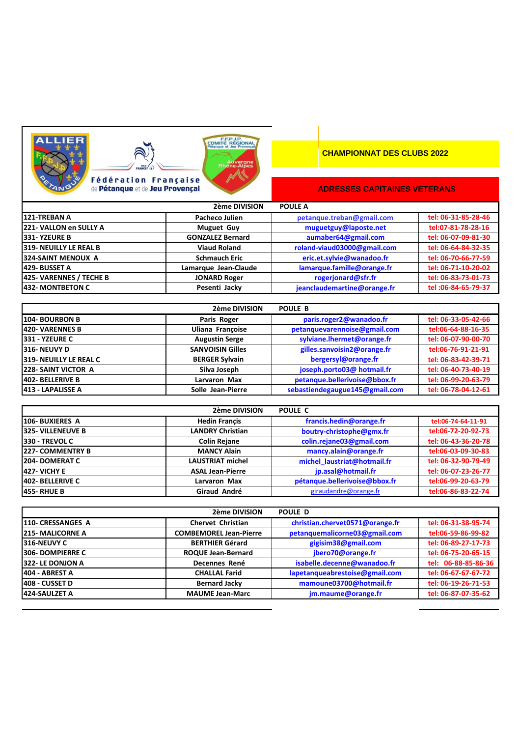Fédération Française de Pétanque et de Jeu Provençal

## CHAMPIONNAT DES CLUBS 2022

## ADRESSES CAPITAINES VETERANS

| 2ème DIVISION | | POULE A | |
|---|---|---|---|
| 121-TREBAN A | Pacheco Julien | petanque.treban@gmail.com | tel: 06-31-85-28-46 |
| 221- VALLON en SULLY A | Muguet Guy | muguetguy@laposte.net | tel:07-81-78-28-16 |
| 331- YZEURE B | GONZALEZ Bernard | aumaber64@gmail.com | tel: 06-07-09-81-30 |
| 319- NEUILLY LE REAL B | Viaud Roland | roland-viaud03000@gmail.com | tel: 06-64-84-32-35 |
| 324-SAINT MENOUX A | Schmauch Eric | eric.et.sylvie@wanadoo.fr | tel: 06-70-66-77-59 |
| 429- BUSSET A | Lamarque Jean-Claude | lamarque.famille@orange.fr | tel: 06-71-10-20-02 |
| 425- VARENNES / TECHE B | JONARD Roger | rogerjonard@sfr.fr | tel: 06-83-73-01-73 |
| 432- MONTBETON C | Pesenti Jacky | jeanclaudemartine@orange.fr | tel :06-84-65-79-37 |

| 2ème DIVISION | | POULE B | |
|---|---|---|---|
| 104- BOURBON B | Paris Roger | paris.roger2@wanadoo.fr | tel: 06-33-05-42-66 |
| 420- VARENNES B | Uliana Françoise | petanquevarennoise@gmail.com | tel:06-64-88-16-35 |
| 331 - YZEURE C | Augustin Serge | sylviane.lhermet@orange.fr | tel: 06-07-90-00-70 |
| 316- NEUVY D | SANVOISIN Gilles | gilles.sanvoisin2@orange.fr | tel:06-76-91-21-91 |
| 319- NEUILLY LE REAL C | BERGER Sylvain | bergersyl@orange.fr | tel: 06-83-42-39-71 |
| 228- SAINT VICTOR A | Silva Joseph | joseph.porto03@ hotmail.fr | tel: 06-40-73-40-19 |
| 402- BELLERIVE B | Larvaron Max | petanque.bellerivoise@bbox.fr | tel: 06-99-20-63-79 |
| 413 - LAPALISSE A | Solle Jean-Pierre | sebastiendegaugue145@gmail.com | tel: 06-78-04-12-61 |

| 2ème DIVISION | | POULE C | |
|---|---|---|---|
| 106- BUXIERES A | Hedin Françis | francis.hedin@orange.fr | tel:06-74-64-11-91 |
| 325- VILLENEUVE B | LANDRY Christian | boutry-christophe@gmx.fr | tel:06-72-20-92-73 |
| 330 - TREVOL C | Colin Rejane | colin.rejane03@gmail.com | tel: 06-43-36-20-78 |
| 227- COMMENTRY B | MANCY Alain | mancy.alain@orange.fr | tel:06-03-09-30-83 |
| 204- DOMERAT C | LAUSTRIAT michel | michel_laustriat@hotmail.fr | tel: 06-32-90-79-49 |
| 427- VICHY E | ASAL Jean-Pierre | jp.asal@hotmail.fr | tel: 06-07-23-26-77 |
| 402- BELLERIVE C | Larvaron Max | pétanque.bellerivoise@bbox.fr | tel:06-99-20-63-79 |
| 455- RHUE B | Giraud André | giraudandre@orange.fr | tel:06-86-83-22-74 |

| 2ème DIVISION | | POULE D | |
|---|---|---|---|
| 110- CRESSANGES A | Chervet Christian | christian.chervet0571@orange.fr | tel: 06-31-38-95-74 |
| 215- MALICORNE A | COMBEMOREL Jean-Pierre | petanquemalicorne03@gmail.com | tel:06-59-86-99-82 |
| 316-NEUVY C | BERTHIER Gérard | gigisim38@gmail.com | tel: 06-89-27-17-73 |
| 306- DOMPIERRE C | ROQUE Jean-Bernard | jbero70@orange.fr | tel: 06-75-20-65-15 |
| 322- LE DONJON A | Decennes René | isabelle.decenne@wanadoo.fr | tel: 06-88-85-86-36 |
| 404 - ABREST A | CHALLAL Farid | lapetanqueabrestoise@gmail.com | tel: 06-67-67-67-72 |
| 408 - CUSSET D | Bernard Jacky | mamoune03700@hotmail.fr | tel: 06-19-26-71-53 |
| 424-SAULZET A | MAUME Jean-Marc | jm.maume@orange.fr | tel: 06-87-07-35-62 |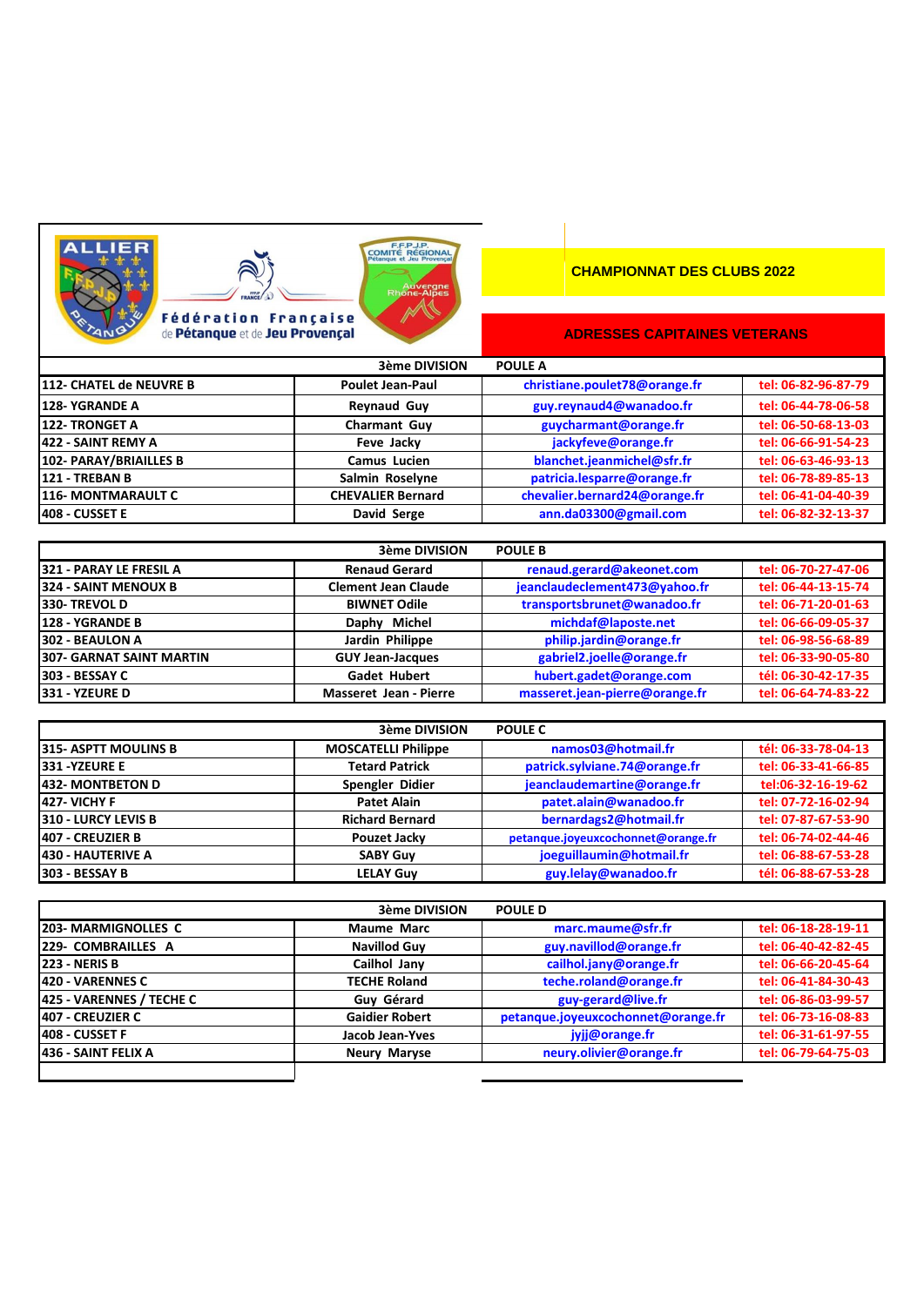ALLIER F.F.P.J.P. PÉTANQUE

Fédération Française de Pétanque et de Jeu Provençal

F.F.P.J.P. COMITÉ RÉGIONAL Pétanque et Jeu Provençal Auvergne Rhône-Alpes

## CHAMPIONNAT DES CLUBS 2022

## ADRESSES CAPITAINES VETERANS

| | 3ème DIVISION | POULE A | |
|---|---|---|---|
| 112- CHATEL de NEUVRE B | Poulet Jean-Paul | christiane.poulet78@orange.fr | tel: 06-82-96-87-79 |
| 128- YGRANDE A | Reynaud Guy | guy.reynaud4@wanadoo.fr | tel: 06-44-78-06-58 |
| 122- TRONGET A | Charmant Guy | guycharmant@orange.fr | tel: 06-50-68-13-03 |
| 422 - SAINT REMY A | Feve Jacky | jackyfeve@orange.fr | tel: 06-66-91-54-23 |
| 102- PARAY/BRIAILLES B | Camus Lucien | blanchet.jeanmichel@sfr.fr | tel: 06-63-46-93-13 |
| 121 - TREBAN B | Salmin Roselyne | patricia.lesparre@orange.fr | tel: 06-78-89-85-13 |
| 116- MONTMARAULT C | CHEVALIER Bernard | chevalier.bernard24@orange.fr | tel: 06-41-04-40-39 |
| 408 - CUSSET E | David Serge | ann.da03300@gmail.com | tel: 06-82-32-13-37 |

| | 3ème DIVISION | POULE B | |
|---|---|---|---|
| 321 - PARAY LE FRESIL A | Renaud Gerard | renaud.gerard@akeonet.com | tel: 06-70-27-47-06 |
| 324 - SAINT MENOUX B | Clement Jean Claude | jeanclaudeclement473@yahoo.fr | tel: 06-44-13-15-74 |
| 330- TREVOL D | BIWNET Odile | transportsbrunet@wanadoo.fr | tel: 06-71-20-01-63 |
| 128 - YGRANDE B | Daphy Michel | michdaf@laposte.net | tel: 06-66-09-05-37 |
| 302 - BEAULON A | Jardin Philippe | philip.jardin@orange.fr | tel: 06-98-56-68-89 |
| 307- GARNAT SAINT MARTIN | GUY Jean-Jacques | gabriel2.joelle@orange.fr | tel: 06-33-90-05-80 |
| 303 - BESSAY C | Gadet Hubert | hubert.gadet@orange.com | tél: 06-30-42-17-35 |
| 331 - YZEURE D | Masseret Jean - Pierre | masseret.jean-pierre@orange.fr | tel: 06-64-74-83-22 |

| | 3ème DIVISION | POULE C | |
|---|---|---|---|
| 315- ASPTT MOULINS B | MOSCATELLI Philippe | namos03@hotmail.fr | tél: 06-33-78-04-13 |
| 331 -YZEURE E | Tetard Patrick | patrick.sylviane.74@orange.fr | tel: 06-33-41-66-85 |
| 432- MONTBETON D | Spengler Didier | jeanclaudemartine@orange.fr | tel:06-32-16-19-62 |
| 427- VICHY F | Patet Alain | patet.alain@wanadoo.fr | tel: 07-72-16-02-94 |
| 310 - LURCY LEVIS B | Richard Bernard | bernardags2@hotmail.fr | tel: 07-87-67-53-90 |
| 407 - CREUZIER B | Pouzet Jacky | petanque.joyeuxcochonnet@orange.fr | tel: 06-74-02-44-46 |
| 430 - HAUTERIVE A | SABY Guy | joeguillaumin@hotmail.fr | tel: 06-88-67-53-28 |
| 303 - BESSAY B | LELAY Guy | guy.lelay@wanadoo.fr | tél: 06-88-67-53-28 |

| | 3ème DIVISION | POULE D | |
|---|---|---|---|
| 203- MARMIGNOLLES C | Maume Marc | marc.maume@sfr.fr | tel: 06-18-28-19-11 |
| 229- COMBRAILLES A | Navillod Guy | guy.navillod@orange.fr | tel: 06-40-42-82-45 |
| 223 - NERIS B | Cailhol Jany | cailhol.jany@orange.fr | tel: 06-66-20-45-64 |
| 420 - VARENNES C | TECHE Roland | teche.roland@orange.fr | tel: 06-41-84-30-43 |
| 425 - VARENNES / TECHE C | Guy Gérard | guy-gerard@live.fr | tel: 06-86-03-99-57 |
| 407 - CREUZIER C | Gaidier Robert | petanque.joyeuxcochonnet@orange.fr | tel: 06-73-16-08-83 |
| 408 - CUSSET F | Jacob Jean-Yves | jyjj@orange.fr | tel: 06-31-61-97-55 |
| 436 - SAINT FELIX A | Neury Maryse | neury.olivier@orange.fr | tel: 06-79-64-75-03 |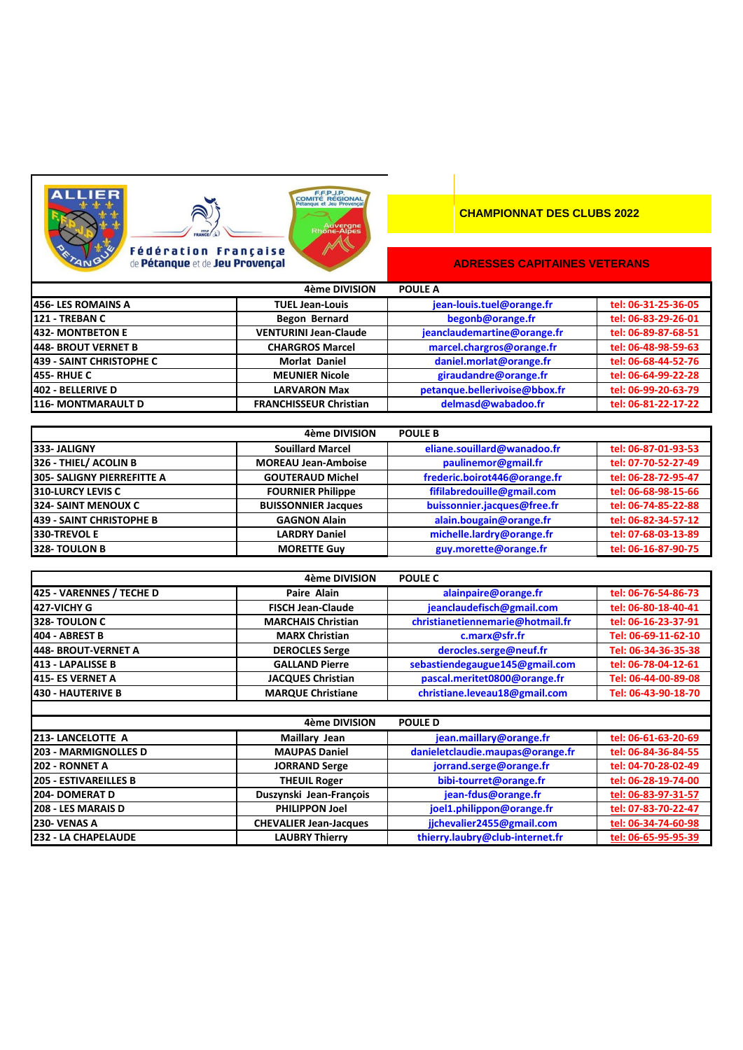Fédération Française de Pétanque et de Jeu Provençal

## CHAMPIONNAT DES CLUBS 2022

## ADRESSES CAPITAINES VETERANS

| 4ème DIVISION | | POULE A | |
|---|---|---|---|
| 456- LES ROMAINS A | TUEL Jean-Louis | jean-louis.tuel@orange.fr | tel: 06-31-25-36-05 |
| 121 - TREBAN C | Begon Bernard | begonb@orange.fr | tel: 06-83-29-26-01 |
| 432- MONTBETON E | VENTURINI Jean-Claude | jeanclaudemartine@orange.fr | tel: 06-89-87-68-51 |
| 448- BROUT VERNET B | CHARGROS Marcel | marcel.chargros@orange.fr | tel: 06-48-98-59-63 |
| 439 - SAINT CHRISTOPHE C | Morlat Daniel | daniel.morlat@orange.fr | tel: 06-68-44-52-76 |
| 455- RHUE C | MEUNIER Nicole | giraudandre@orange.fr | tel: 06-64-99-22-28 |
| 402 - BELLERIVE D | LARVARON Max | petanque.bellerivoise@bbox.fr | tel: 06-99-20-63-79 |
| 116- MONTMARAULT D | FRANCHISSEUR Christian | delmasd@wabadoo.fr | tel: 06-81-22-17-22 |

| 4ème DIVISION | | POULE B | |
|---|---|---|---|
| 333- JALIGNY | Souillard Marcel | eliane.souillard@wanadoo.fr | tel: 06-87-01-93-53 |
| 326 - THIEL/ ACOLIN B | MOREAU Jean-Amboise | paulinemor@gmail.fr | tel: 07-70-52-27-49 |
| 305- SALIGNY PIERREFITTE A | GOUTERAUD Michel | frederic.boirot446@orange.fr | tel: 06-28-72-95-47 |
| 310-LURCY LEVIS C | FOURNIER Philippe | fifilabredouille@gmail.com | tel: 06-68-98-15-66 |
| 324- SAINT MENOUX C | BUISSONNIER Jacques | buissonnier.jacques@free.fr | tel: 06-74-85-22-88 |
| 439 - SAINT CHRISTOPHE B | GAGNON Alain | alain.bougain@orange.fr | tel: 06-82-34-57-12 |
| 330-TREVOL E | LARDRY Daniel | michelle.lardry@orange.fr | tel: 07-68-03-13-89 |
| 328- TOULON B | MORETTE Guy | guy.morette@orange.fr | tel: 06-16-87-90-75 |

| 4ème DIVISION | | POULE C | |
|---|---|---|---|
| 425 - VARENNES / TECHE D | Paire Alain | alainpaire@orange.fr | tel: 06-76-54-86-73 |
| 427-VICHY G | FISCH Jean-Claude | jeanclaudefisch@gmail.com | tel: 06-80-18-40-41 |
| 328- TOULON C | MARCHAIS Christian | christianetiennemarie@hotmail.fr | tel: 06-16-23-37-91 |
| 404 - ABREST B | MARX Christian | c.marx@sfr.fr | Tel: 06-69-11-62-10 |
| 448- BROUT-VERNET A | DEROCLES Serge | derocles.serge@neuf.fr | Tel: 06-34-36-35-38 |
| 413 - LAPALISSE B | GALLAND Pierre | sebastiendegaugue145@gmail.com | tel: 06-78-04-12-61 |
| 415- ES VERNET A | JACQUES Christian | pascal.meritet0800@orange.fr | Tel: 06-44-00-89-08 |
| 430 - HAUTERIVE B | MARQUE Christiane | christiane.leveau18@gmail.com | Tel: 06-43-90-18-70 |

| 4ème DIVISION | | POULE D | |
|---|---|---|---|
| 213- LANCELOTTE A | Maillary Jean | jean.maillary@orange.fr | tel: 06-61-63-20-69 |
| 203 - MARMIGNOLLES D | MAUPAS Daniel | danieletclaudie.maupas@orange.fr | tel: 06-84-36-84-55 |
| 202 - RONNET A | JORRAND Serge | jorrand.serge@orange.fr | tel: 04-70-28-02-49 |
| 205 - ESTIVAREILLES B | THEUIL Roger | bibi-tourret@orange.fr | tel: 06-28-19-74-00 |
| 204- DOMERAT D | Duszynski Jean-François | jean-fdus@orange.fr | tel: 06-83-97-31-57 |
| 208 - LES MARAIS D | PHILIPPON Joel | joel1.philippon@orange.fr | tel: 07-83-70-22-47 |
| 230- VENAS A | CHEVALIER Jean-Jacques | jjchevalier2455@gmail.com | tel: 06-34-74-60-98 |
| 232 - LA CHAPELAUDE | LAUBRY Thierry | thierry.laubry@club-internet.fr | tel: 06-65-95-95-39 |